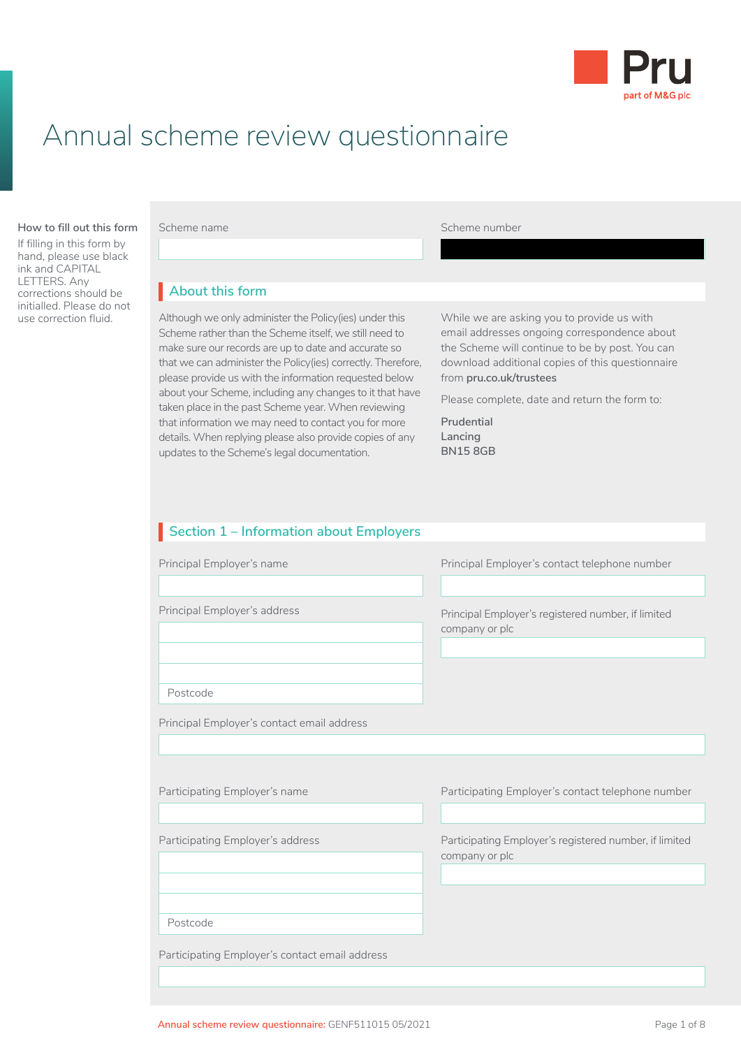Pru
part of M&G plc

# Annual scheme review questionnaire

**How to fill out this form**

If filling in this form by hand, please use black ink and CAPITAL LETTERS. Any corrections should be initialled. Please do not use correction fluid.

Scheme name

Scheme number

## About this form

Although we only administer the Policy(ies) under this Scheme rather than the Scheme itself, we still need to make sure our records are up to date and accurate so that we can administer the Policy(ies) correctly. Therefore, please provide us with the information requested below about your Scheme, including any changes to it that have taken place in the past Scheme year. When reviewing that information we may need to contact you for more details. When replying please also provide copies of any updates to the Scheme's legal documentation.

While we are asking you to provide us with email addresses ongoing correspondence about the Scheme will continue to be by post. You can download additional copies of this questionnaire from **pru.co.uk/trustees**

Please complete, date and return the form to:

**Prudential**
**Lancing**
**BN15 8GB**

## Section 1 – Information about Employers

Principal Employer's name

Principal Employer's contact telephone number

Principal Employer's address

Postcode

Principal Employer's registered number, if limited company or plc

Principal Employer's contact email address

Participating Employer's name

Participating Employer's contact telephone number

Participating Employer's address

Postcode

Participating Employer's registered number, if limited company or plc

Participating Employer's contact email address

Annual scheme review questionnaire: GENF511015 05/2021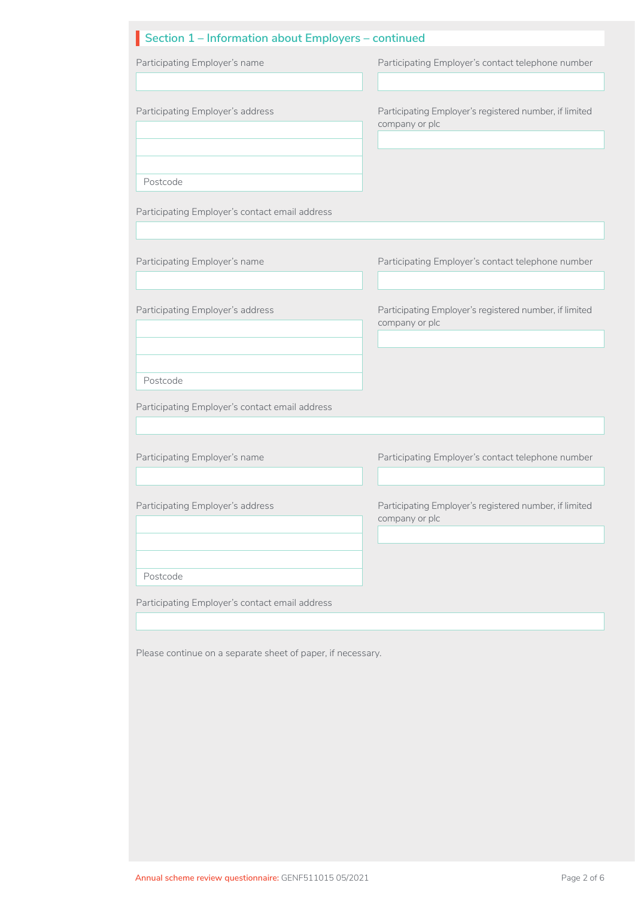## Section 1 – Information about Employers – continued

Participating Employer's name

Participating Employer's contact telephone number

Participating Employer's address

Postcode

Participating Employer's registered number, if limited company or plc

Participating Employer's contact email address

Participating Employer's name

Participating Employer's contact telephone number

Participating Employer's address

Postcode

Participating Employer's registered number, if limited company or plc

Participating Employer's contact email address

Participating Employer's name

Participating Employer's contact telephone number

Participating Employer's address

Postcode

Participating Employer's registered number, if limited company or plc

Participating Employer's contact email address

Please continue on a separate sheet of paper, if necessary.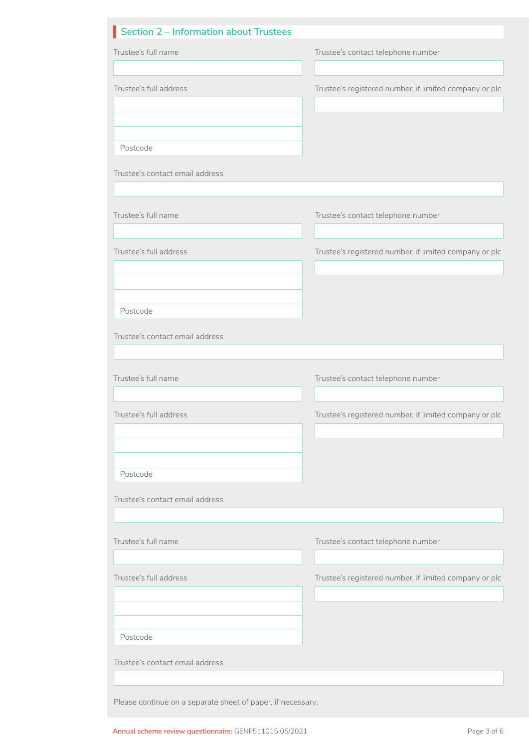## Section 2 – Information about Trustees

Trustee's full name

Trustee's contact telephone number

Trustee's full address

Postcode

Trustee's registered number, if limited company or plc

Trustee's contact email address

Trustee's full name

Trustee's contact telephone number

Trustee's full address

Postcode

Trustee's registered number, if limited company or plc

Trustee's contact email address

Trustee's full name

Trustee's contact telephone number

Trustee's full address

Postcode

Trustee's registered number, if limited company or plc

Trustee's contact email address

Trustee's full name

Trustee's contact telephone number

Trustee's full address

Postcode

Trustee's registered number, if limited company or plc

Trustee's contact email address

Please continue on a separate sheet of paper, if necessary.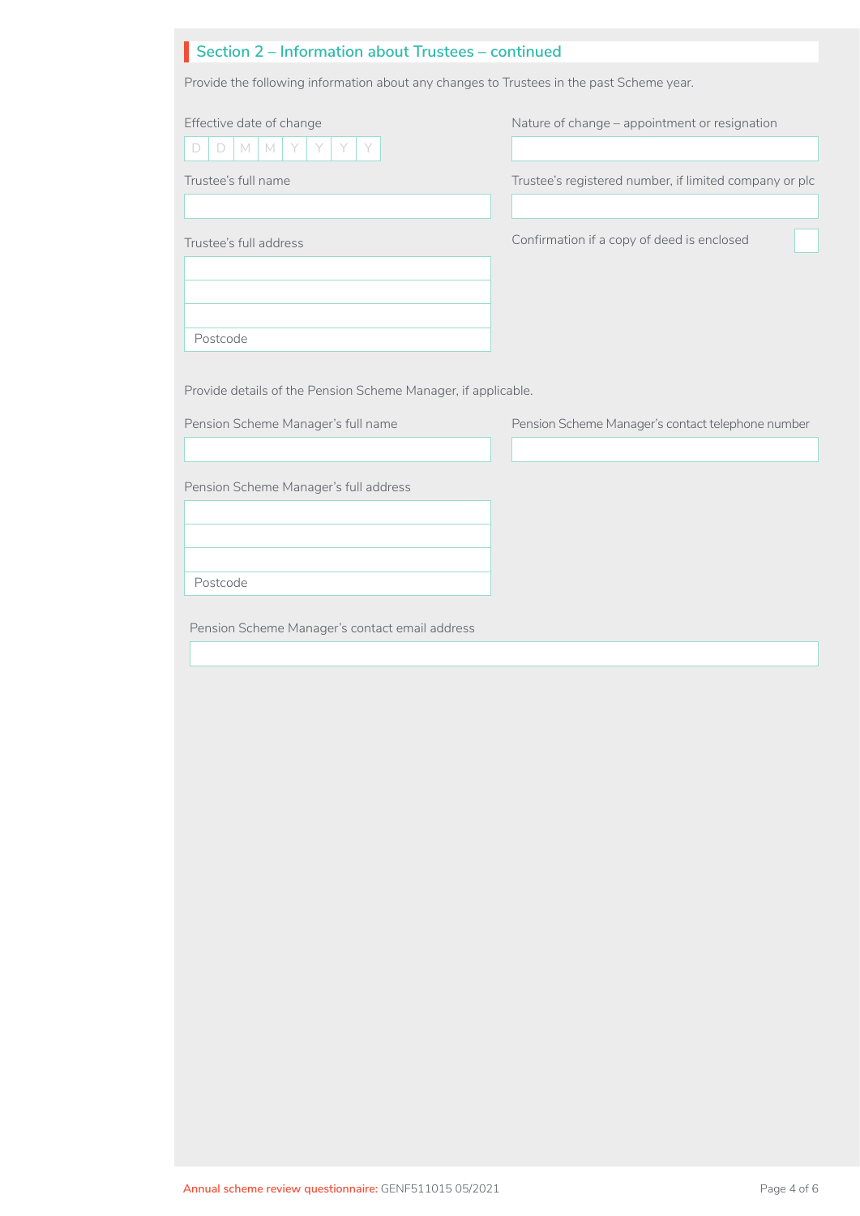## Section 2 – Information about Trustees – continued

Provide the following information about any changes to Trustees in the past Scheme year.

Effective date of change

| D | D | M | M | Y | Y | Y | Y |
|---|---|---|---|---|---|---|---|

Nature of change – appointment or resignation

Trustee's full name

Trustee's registered number, if limited company or plc

Trustee's full address

Postcode

Confirmation if a copy of deed is enclosed

Provide details of the Pension Scheme Manager, if applicable.

Pension Scheme Manager's full name

Pension Scheme Manager's contact telephone number

Pension Scheme Manager's full address

Postcode

Pension Scheme Manager's contact email address

Annual scheme review questionnaire: GENF511015 05/2021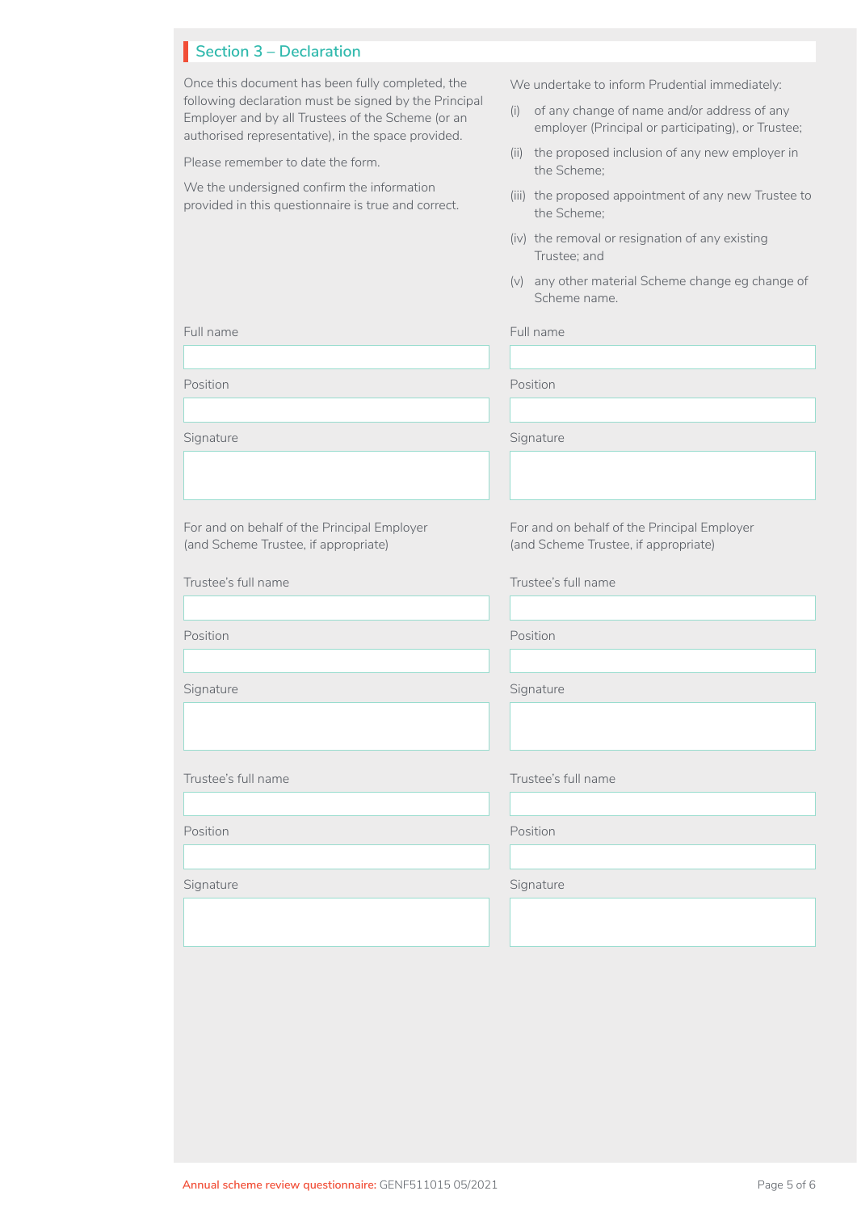## Section 3 – Declaration

Once this document has been fully completed, the following declaration must be signed by the Principal Employer and by all Trustees of the Scheme (or an authorised representative), in the space provided.

Please remember to date the form.

We the undersigned confirm the information provided in this questionnaire is true and correct.

We undertake to inform Prudential immediately:

(i) of any change of name and/or address of any employer (Principal or participating), or Trustee;

(ii) the proposed inclusion of any new employer in the Scheme;

(iii) the proposed appointment of any new Trustee to the Scheme;

(iv) the removal or resignation of any existing Trustee; and

(v) any other material Scheme change eg change of Scheme name.

Full name

Position

Signature

For and on behalf of the Principal Employer (and Scheme Trustee, if appropriate)

Full name

Position

Signature

For and on behalf of the Principal Employer (and Scheme Trustee, if appropriate)

Trustee's full name

Position

Signature

Trustee's full name

Position

Signature

Trustee's full name

Position

Signature

Trustee's full name

Position

Signature

Annual scheme review questionnaire: GENF511015 05/2021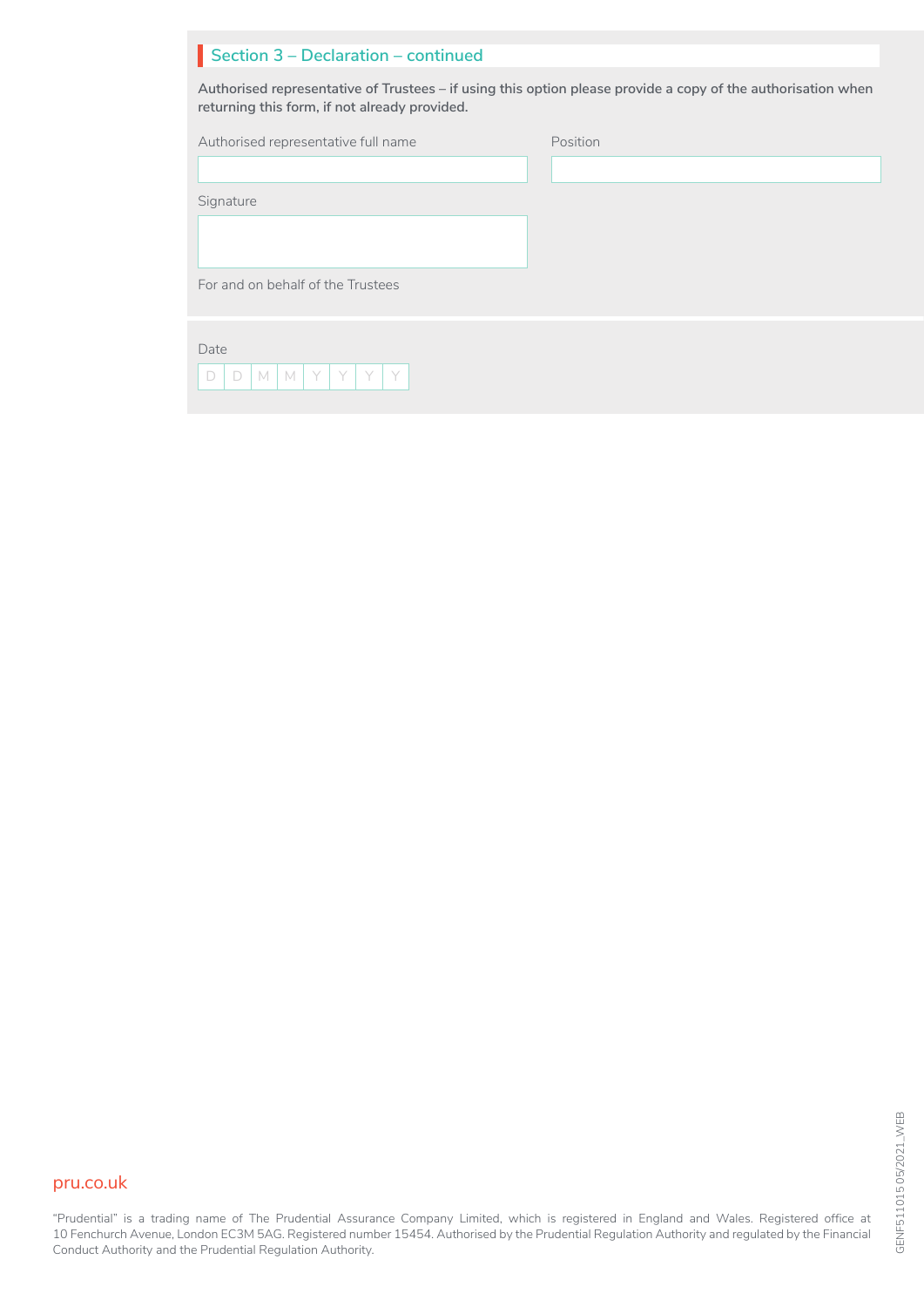## Section 3 – Declaration – continued

**Authorised representative of Trustees – if using this option please provide a copy of the authorisation when returning this form, if not already provided.**

Authorised representative full name

Position

Signature

For and on behalf of the Trustees

Date

| D | D | M | M | Y | Y | Y | Y |
|---|---|---|---|---|---|---|---|

pru.co.uk

"Prudential" is a trading name of The Prudential Assurance Company Limited, which is registered in England and Wales. Registered office at 10 Fenchurch Avenue, London EC3M 5AG. Registered number 15454. Authorised by the Prudential Regulation Authority and regulated by the Financial Conduct Authority and the Prudential Regulation Authority.

GENF511015 05/2021_WEB